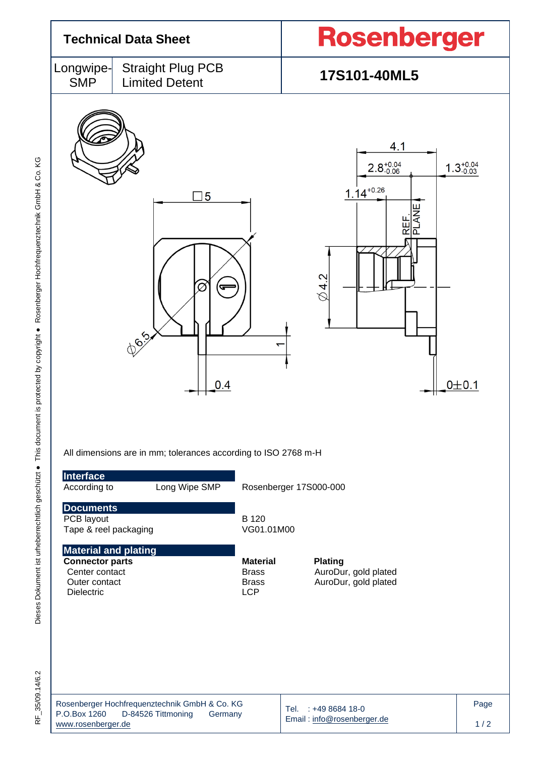# Technical Data Sheet

**Rosenberger**

| Longwipe-SMP | Straight Plug PCB Limited Detent | **17S101-40ML5** |
|---|---|---|

All dimensions are in mm; tolerances according to ISO 2768 m-H

## Interface

| | | |
|---|---|---|
| According to | Long Wipe SMP | Rosenberger 17S000-000 |

## Documents

| | |
|---|---|
| PCB layout | B 120 |
| Tape & reel packaging | VG01.01M00 |

## Material and plating

| **Connector parts** | **Material** | **Plating** |
|---|---|---|
| Center contact | Brass | AuroDur, gold plated |
| Outer contact | Brass | AuroDur, gold plated |
| Dielectric | LCP | |

Rosenberger Hochfrequenztechnik GmbH & Co. KG
P.O.Box 1260 D-84526 Tittmoning Germany
www.rosenberger.de

Tel. : +49 8684 18-0
Email : info@rosenberger.de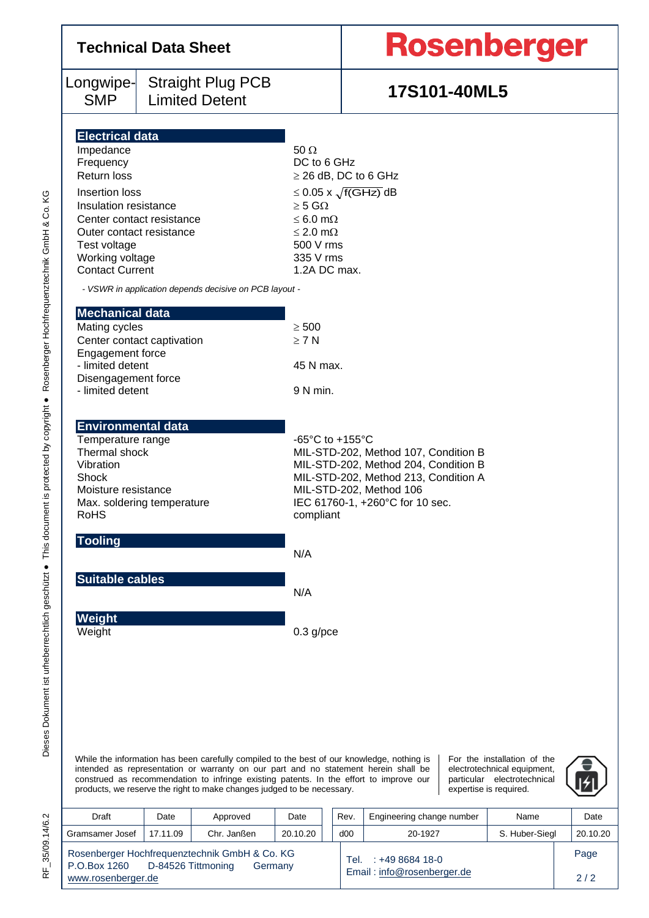# Technical Data Sheet

**Rosenberger**

| Longwipe-SMP | Straight Plug PCB Limited Detent | 17S101-40ML5 |
|---|---|---|

## Electrical data

| | |
|---|---|
| Impedance | 50 Ω |
| Frequency | DC to 6 GHz |
| Return loss | ≥ 26 dB, DC to 6 GHz |
| Insertion loss | ≤ 0.05 x $\sqrt{f(GHz)}$ dB |
| Insulation resistance | ≥ 5 GΩ |
| Center contact resistance | ≤ 6.0 mΩ |
| Outer contact resistance | ≤ 2.0 mΩ |
| Test voltage | 500 V rms |
| Working voltage | 335 V rms |
| Contact Current | 1.2A DC max. |

*- VSWR in application depends decisive on PCB layout -*

## Mechanical data

| | |
|---|---|
| Mating cycles | ≥ 500 |
| Center contact captivation | ≥ 7 N |
| Engagement force | |
| - limited detent | 45 N max. |
| Disengagement force | |
| - limited detent | 9 N min. |

## Environmental data

| | |
|---|---|
| Temperature range | -65°C to +155°C |
| Thermal shock | MIL-STD-202, Method 107, Condition B |
| Vibration | MIL-STD-202, Method 204, Condition B |
| Shock | MIL-STD-202, Method 213, Condition A |
| Moisture resistance | MIL-STD-202, Method 106 |
| Max. soldering temperature | IEC 61760-1, +260°C for 10 sec. |
| RoHS | compliant |

## Tooling

N/A

## Suitable cables

N/A

## Weight

| | |
|---|---|
| Weight | 0.3 g/pce |

While the information has been carefully compiled to the best of our knowledge, nothing is intended as representation or warranty on our part and no statement herein shall be construed as recommendation to infringe existing patents. In the effort to improve our products, we reserve the right to make changes judged to be necessary.

For the installation of the electrotechnical equipment, particular electrotechnical expertise is required.

| Draft | Date | Approved | Date | Rev. | Engineering change number | Name | Date |
|---|---|---|---|---|---|---|---|
| Gramsamer Josef | 17.11.09 | Chr. Janßen | 20.10.20 | d00 | 20-1927 | S. Huber-Siegl | 20.10.20 |

Rosenberger Hochfrequenztechnik GmbH & Co. KG
P.O.Box 1260 D-84526 Tittmoning Germany
www.rosenberger.de

Tel. : +49 8684 18-0
Email : info@rosenberger.de

RF_35/09.14/6.2

Dieses Dokument ist urheberrechtlich geschützt ● This document is protected by copyright ● Rosenberger Hochfrequenztechnik GmbH & Co. KG